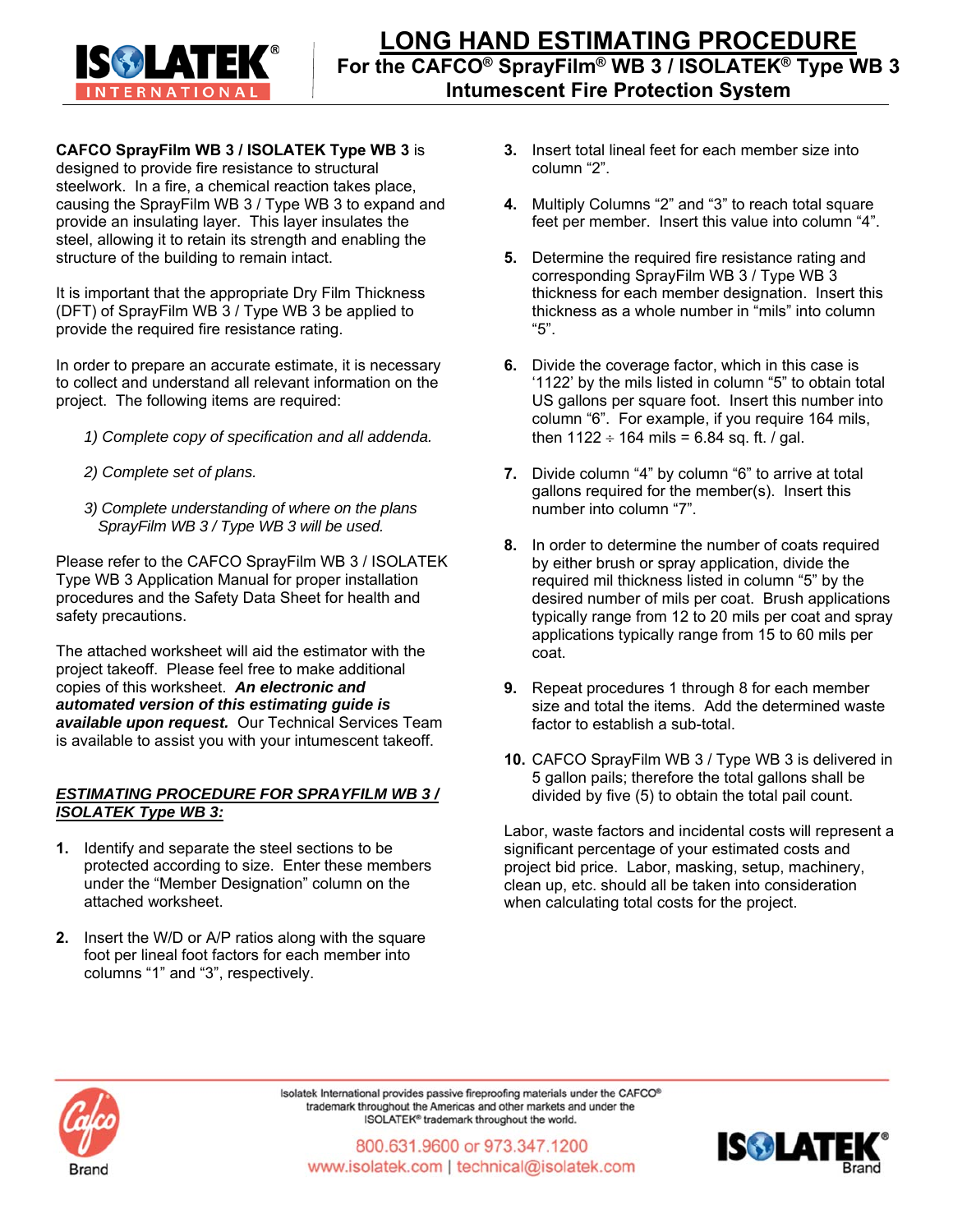# LONG HAND ESTIMATING PROCEDURE

## For the CAFCO® SprayFilm® WB 3 / ISOLATEK® Type WB 3 Intumescent Fire Protection System

**CAFCO SprayFilm WB 3 / ISOLATEK Type WB 3** is designed to provide fire resistance to structural steelwork. In a fire, a chemical reaction takes place, causing the SprayFilm WB 3 / Type WB 3 to expand and provide an insulating layer. This layer insulates the steel, allowing it to retain its strength and enabling the structure of the building to remain intact.

It is important that the appropriate Dry Film Thickness (DFT) of SprayFilm WB 3 / Type WB 3 be applied to provide the required fire resistance rating.

In order to prepare an accurate estimate, it is necessary to collect and understand all relevant information on the project. The following items are required:

*1) Complete copy of specification and all addenda.*

*2) Complete set of plans.*

*3) Complete understanding of where on the plans SprayFilm WB 3 / Type WB 3 will be used.*

Please refer to the CAFCO SprayFilm WB 3 / ISOLATEK Type WB 3 Application Manual for proper installation procedures and the Safety Data Sheet for health and safety precautions.

The attached worksheet will aid the estimator with the project takeoff. Please feel free to make additional copies of this worksheet. ***An electronic and automated version of this estimating guide is available upon request.*** Our Technical Services Team is available to assist you with your intumescent takeoff.

***ESTIMATING PROCEDURE FOR SPRAYFILM WB 3 / ISOLATEK Type WB 3:***

1. Identify and separate the steel sections to be protected according to size. Enter these members under the "Member Designation" column on the attached worksheet.
2. Insert the W/D or A/P ratios along with the square foot per lineal foot factors for each member into columns "1" and "3", respectively.
3. Insert total lineal feet for each member size into column "2".
4. Multiply Columns "2" and "3" to reach total square feet per member. Insert this value into column "4".
5. Determine the required fire resistance rating and corresponding SprayFilm WB 3 / Type WB 3 thickness for each member designation. Insert this thickness as a whole number in "mils" into column "5".
6. Divide the coverage factor, which in this case is '1122' by the mils listed in column "5" to obtain total US gallons per square foot. Insert this number into column "6". For example, if you require 164 mils, then 1122 ÷ 164 mils = 6.84 sq. ft. / gal.
7. Divide column "4" by column "6" to arrive at total gallons required for the member(s). Insert this number into column "7".
8. In order to determine the number of coats required by either brush or spray application, divide the required mil thickness listed in column "5" by the desired number of mils per coat. Brush applications typically range from 12 to 20 mils per coat and spray applications typically range from 15 to 60 mils per coat.
9. Repeat procedures 1 through 8 for each member size and total the items. Add the determined waste factor to establish a sub-total.
10. CAFCO SprayFilm WB 3 / Type WB 3 is delivered in 5 gallon pails; therefore the total gallons shall be divided by five (5) to obtain the total pail count.

Labor, waste factors and incidental costs will represent a significant percentage of your estimated costs and project bid price. Labor, masking, setup, machinery, clean up, etc. should all be taken into consideration when calculating total costs for the project.

Isolatek International provides passive fireproofing materials under the CAFCO® trademark throughout the Americas and other markets and under the ISOLATEK® trademark throughout the world.

800.631.9600 or 973.347.1200
www.isolatek.com | technical@isolatek.com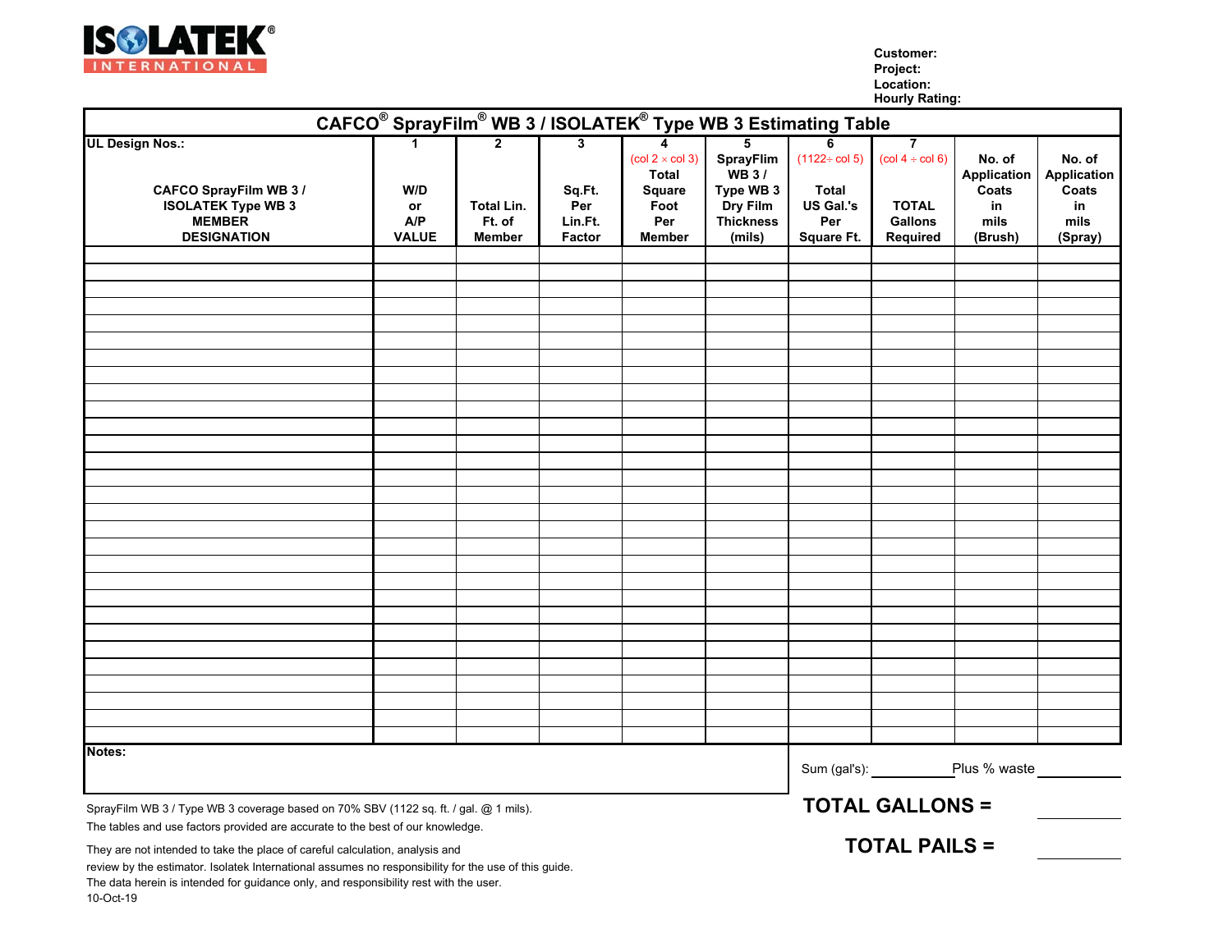ISOLATEK® INTERNATIONAL

Customer:
Project:
Location:
Hourly Rating:

## CAFCO® SprayFilm® WB 3 / ISOLATEK® Type WB 3 Estimating Table

| UL Design Nos.: CAFCO SprayFilm WB 3 / ISOLATEK Type WB 3 MEMBER DESIGNATION | 1 W/D or A/P VALUE | 2 Total Lin. Ft. of Member | 3 Sq.Ft. Per Lin.Ft. Factor | 4 (col 2 × col 3) Total Square Foot Per Member | 5 SprayFlim WB 3 / Type WB 3 Dry Film Thickness (mils) | 6 (1122÷ col 5) Total US Gal.'s Per Square Ft. | 7 (col 4 ÷ col 6) TOTAL Gallons Required | No. of Application Coats in mils (Brush) | No. of Application Coats in mils (Spray) |
|---|---|---|---|---|---|---|---|---|---|
| | | | | | | | | | |
| | | | | | | | | | |
| | | | | | | | | | |
| | | | | | | | | | |
| | | | | | | | | | |
| | | | | | | | | | |
| | | | | | | | | | |
| | | | | | | | | | |
| | | | | | | | | | |
| | | | | | | | | | |
| | | | | | | | | | |
| | | | | | | | | | |
| | | | | | | | | | |
| | | | | | | | | | |
| | | | | | | | | | |
| | | | | | | | | | |
| | | | | | | | | | |
| | | | | | | | | | |
| | | | | | | | | | |
| | | | | | | | | | |
| | | | | | | | | | |
| | | | | | | | | | |
| | | | | | | | | | |
| | | | | | | | | | |
| | | | | | | | | | |
| | | | | | | | | | |
| | | | | | | | | | |
| | | | | | | | | | |
| | | | | | | | | | |

Notes:

Sum (gal's): ____________ Plus % waste ____________

**TOTAL GALLONS =** ____________

**TOTAL PAILS =** ____________

SprayFilm WB 3 / Type WB 3 coverage based on 70% SBV (1122 sq. ft. / gal. @ 1 mils).
The tables and use factors provided are accurate to the best of our knowledge.

They are not intended to take the place of careful calculation, analysis and
review by the estimator. Isolatek International assumes no responsibility for the use of this guide.
The data herein is intended for guidance only, and responsibility rest with the user.
10-Oct-19